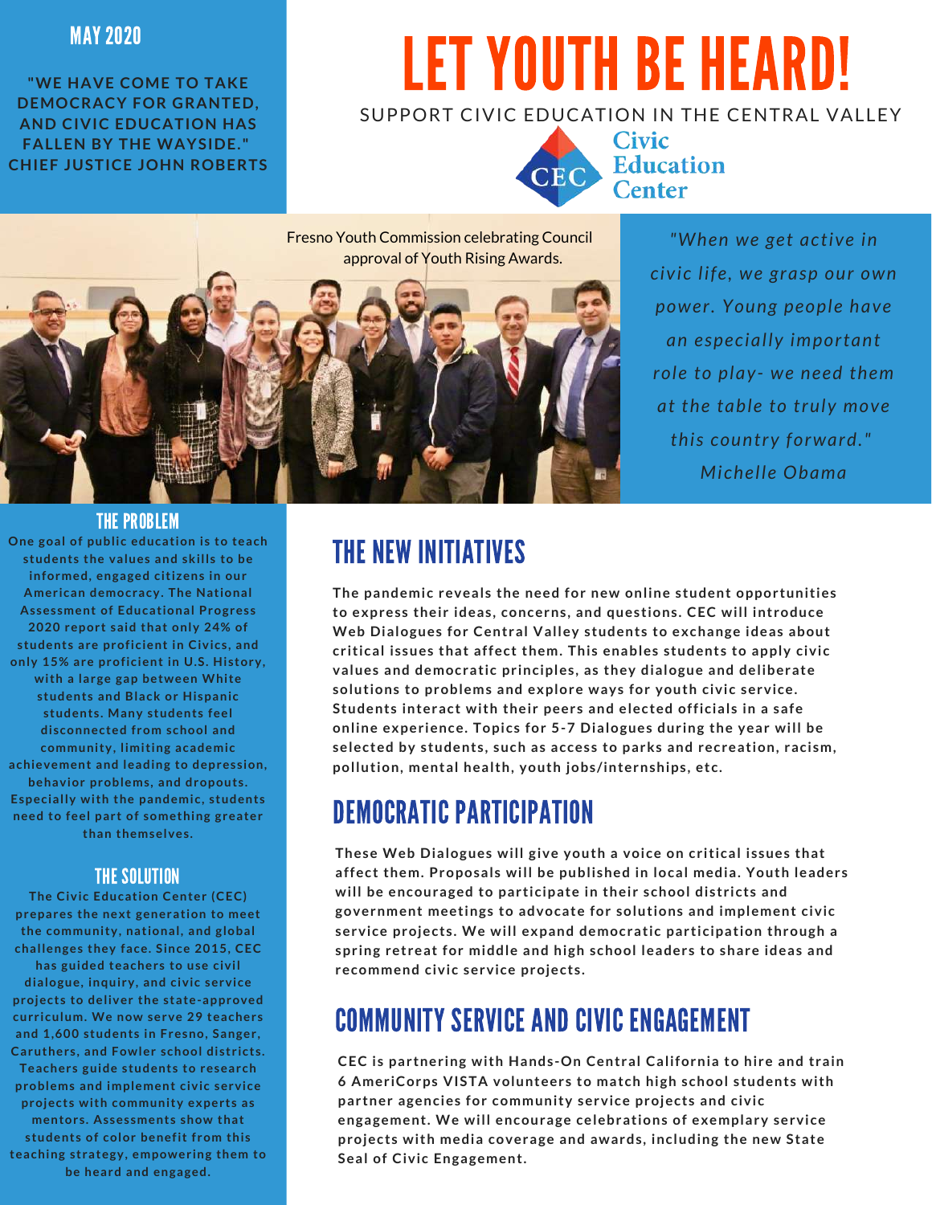# LET YOUTH BE HEARD!

SUPPORT CIVIC EDUCATION IN THE CENTRAL VALLEY

Civic Education Center

MAY 2020

**"WE HAVE COME TO TAKE DEMOCRACY FOR GRANTED, AND CIVIC EDUCATION HAS FALLEN BY THE WAYSIDE." CHIEF JUSTICE JOHN ROBERTS**

Fresno Youth Commission celebrating Council approval of Youth Rising Awards.

*"When we get active in civic life, we grasp our own power. Young people have an especially important role to play- we need them at the table to truly move this country forward." Michelle Obama*

## THE PROBLEM

**One goal of public education is to teach students the values and skills to be informed, engaged citizens in our American democracy. The National Assessment of Educational Progress 2020 report said that only 24% of students are proficient in Civics, and only 15% are proficient in U.S. History, with a large gap between White students and Black or Hispanic students. Many students feel disconnected from school and community, limiting academic achievement and leading to depression, behavior problems, and dropouts. Especially with the pandemic, students need to feel part of something greater than themselves.**

## THE SOLUTION

**The Civic Education Center (CEC) prepares the next generation to meet the community, national, and global challenges they face. Since 2015, CEC has guided teachers to use civil dialogue, inquiry, and civic service projects to deliver the state-approved curriculum. We now serve 29 teachers and 1,600 students in Fresno, Sanger, Caruthers, and Fowler school districts. Teachers guide students to research problems and implement civic service projects with community experts as mentors. Assessments show that students of color benefit from this teaching strategy, empowering them to be heard and engaged.**

## THE NEW INITIATIVES

**The pandemic reveals the need for new online student opportunities to express their ideas, concerns, and questions. CEC will introduce Web Dialogues for Central Valley students to exchange ideas about critical issues that affect them. This enables students to apply civic values and democratic principles, as they dialogue and deliberate solutions to problems and explore ways for youth civic service. Students interact with their peers and elected officials in a safe online experience. Topics for 5-7 Dialogues during the year will be selected by students, such as access to parks and recreation, racism, pollution, mental health, youth jobs/internships, etc.**

## DEMOCRATIC PARTICIPATION

**These Web Dialogues will give youth a voice on critical issues that affect them. Proposals will be published in local media. Youth leaders will be encouraged to participate in their school districts and government meetings to advocate for solutions and implement civic service projects. We will expand democratic participation through a spring retreat for middle and high school leaders to share ideas and recommend civic service projects.**

## COMMUNITY SERVICE AND CIVIC ENGAGEMENT

**CEC is partnering with Hands-On Central California to hire and train 6 AmeriCorps VISTA volunteers to match high school students with partner agencies for community service projects and civic engagement. We will encourage celebrations of exemplary service projects with media coverage and awards, including the new State Seal of Civic Engagement.**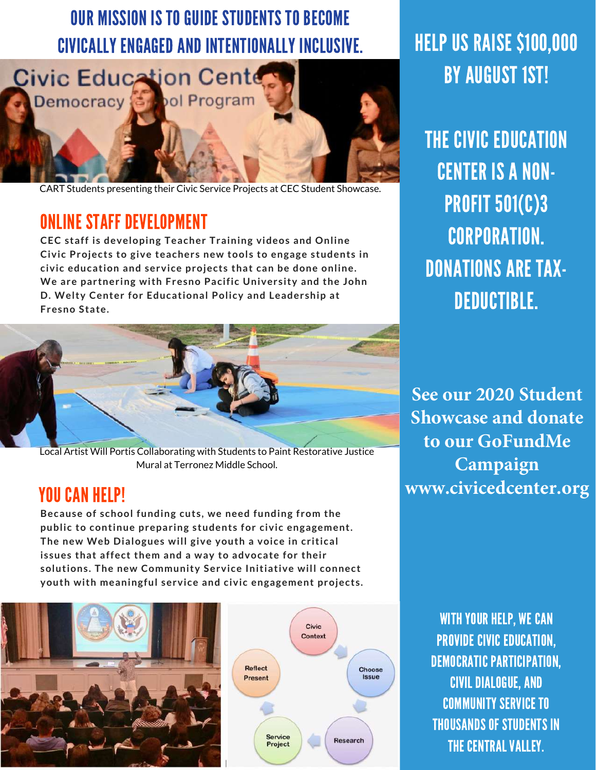# OUR MISSION IS TO GUIDE STUDENTS TO BECOME CIVICALLY ENGAGED AND INTENTIONALLY INCLUSIVE.

CART Students presenting their Civic Service Projects at CEC Student Showcase.

## ONLINE STAFF DEVELOPMENT

**CEC staff is developing Teacher Training videos and Online Civic Projects to give teachers new tools to engage students in civic education and service projects that can be done online. We are partnering with Fresno Pacific University and the John D. Welty Center for Educational Policy and Leadership at Fresno State.**

Local Artist Will Portis Collaborating with Students to Paint Restorative Justice Mural at Terronez Middle School.

## YOU CAN HELP!

**Because of school funding cuts, we need funding from the public to continue preparing students for civic engagement. The new Web Dialogues will give youth a voice in critical issues that affect them and a way to advocate for their solutions. The new Community Service Initiative will connect youth with meaningful service and civic engagement projects.**

Civic Context
Choose Issue
Research
Service Project
Reflect Present

## HELP US RAISE $100,000 BY AUGUST 1ST!

## THE CIVIC EDUCATION CENTER IS A NON-PROFIT 501(C)3 CORPORATION. DONATIONS ARE TAX-DEDUCTIBLE.

**See our 2020 Student Showcase and donate to our GoFundMe Campaign www.civicedcenter.org**

## WITH YOUR HELP, WE CAN PROVIDE CIVIC EDUCATION, DEMOCRATIC PARTICIPATION, CIVIL DIALOGUE, AND COMMUNITY SERVICE TO THOUSANDS OF STUDENTS IN THE CENTRAL VALLEY.